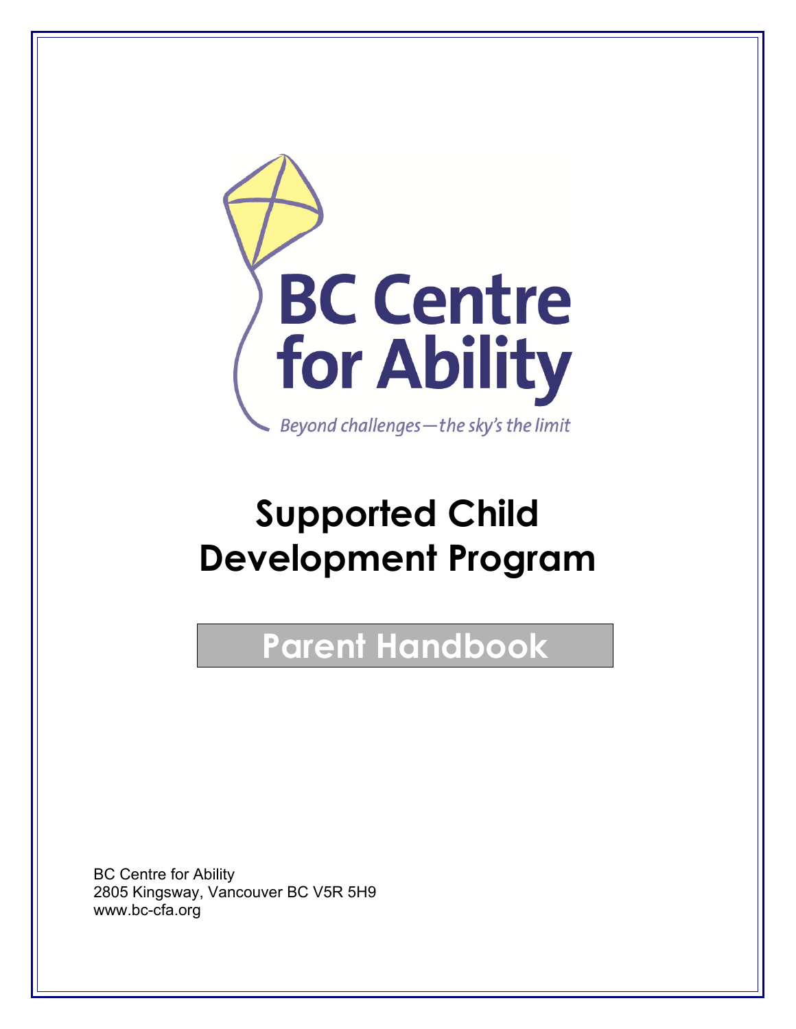BC Centre for Ability

*Beyond challenges—the sky's the limit*

# Supported Child Development Program

## Parent Handbook

BC Centre for Ability
2805 Kingsway, Vancouver BC V5R 5H9
www.bc-cfa.org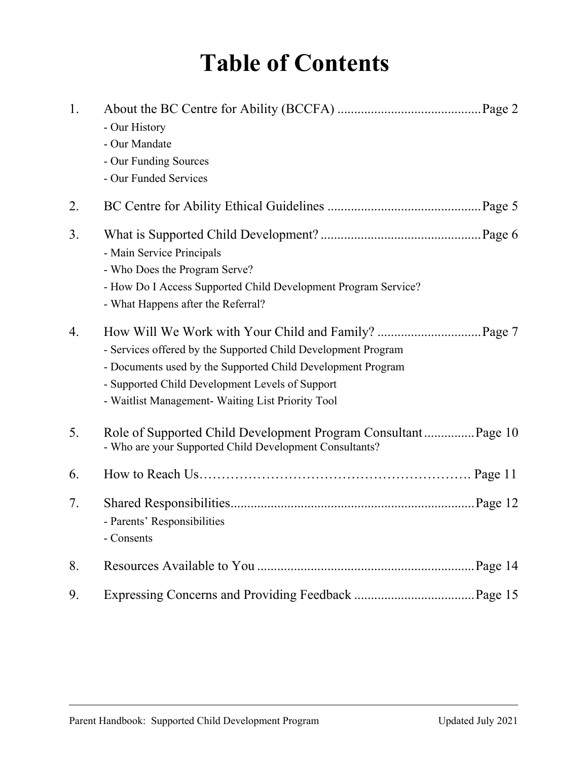# Table of Contents

1. About the BC Centre for Ability (BCCFA) .......................................... Page 2
   - Our History
   - Our Mandate
   - Our Funding Sources
   - Our Funded Services

2. BC Centre for Ability Ethical Guidelines ............................................ Page 5

3. What is Supported Child Development? ............................................... Page 6
   - Main Service Principals
   - Who Does the Program Serve?
   - How Do I Access Supported Child Development Program Service?
   - What Happens after the Referral?

4. How Will We Work with Your Child and Family? .............................. Page 7
   - Services offered by the Supported Child Development Program
   - Documents used by the Supported Child Development Program
   - Supported Child Development Levels of Support
   - Waitlist Management- Waiting List Priority Tool

5. Role of Supported Child Development Program Consultant ............... Page 10
   - Who are your Supported Child Development Consultants?

6. How to Reach Us…………………………………………………. Page 11

7. Shared Responsibilities...................................................................... Page 12
   - Parents' Responsibilities
   - Consents

8. Resources Available to You ............................................................... Page 14

9. Expressing Concerns and Providing Feedback ................................... Page 15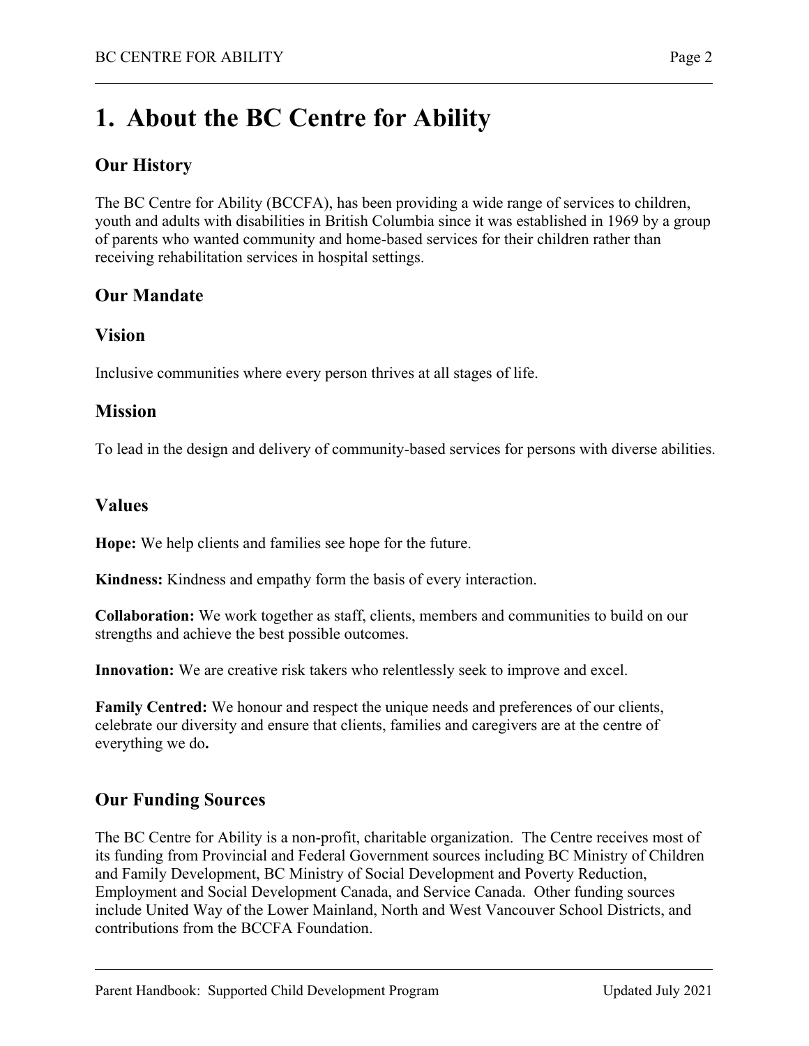# 1. About the BC Centre for Ability

## Our History

The BC Centre for Ability (BCCFA), has been providing a wide range of services to children, youth and adults with disabilities in British Columbia since it was established in 1969 by a group of parents who wanted community and home-based services for their children rather than receiving rehabilitation services in hospital settings.

## Our Mandate

### Vision

Inclusive communities where every person thrives at all stages of life.

### Mission

To lead in the design and delivery of community-based services for persons with diverse abilities.

### Values

**Hope:** We help clients and families see hope for the future.

**Kindness:** Kindness and empathy form the basis of every interaction.

**Collaboration:** We work together as staff, clients, members and communities to build on our strengths and achieve the best possible outcomes.

**Innovation:** We are creative risk takers who relentlessly seek to improve and excel.

**Family Centred:** We honour and respect the unique needs and preferences of our clients, celebrate our diversity and ensure that clients, families and caregivers are at the centre of everything we do**.**

## Our Funding Sources

The BC Centre for Ability is a non-profit, charitable organization. The Centre receives most of its funding from Provincial and Federal Government sources including BC Ministry of Children and Family Development, BC Ministry of Social Development and Poverty Reduction, Employment and Social Development Canada, and Service Canada. Other funding sources include United Way of the Lower Mainland, North and West Vancouver School Districts, and contributions from the BCCFA Foundation.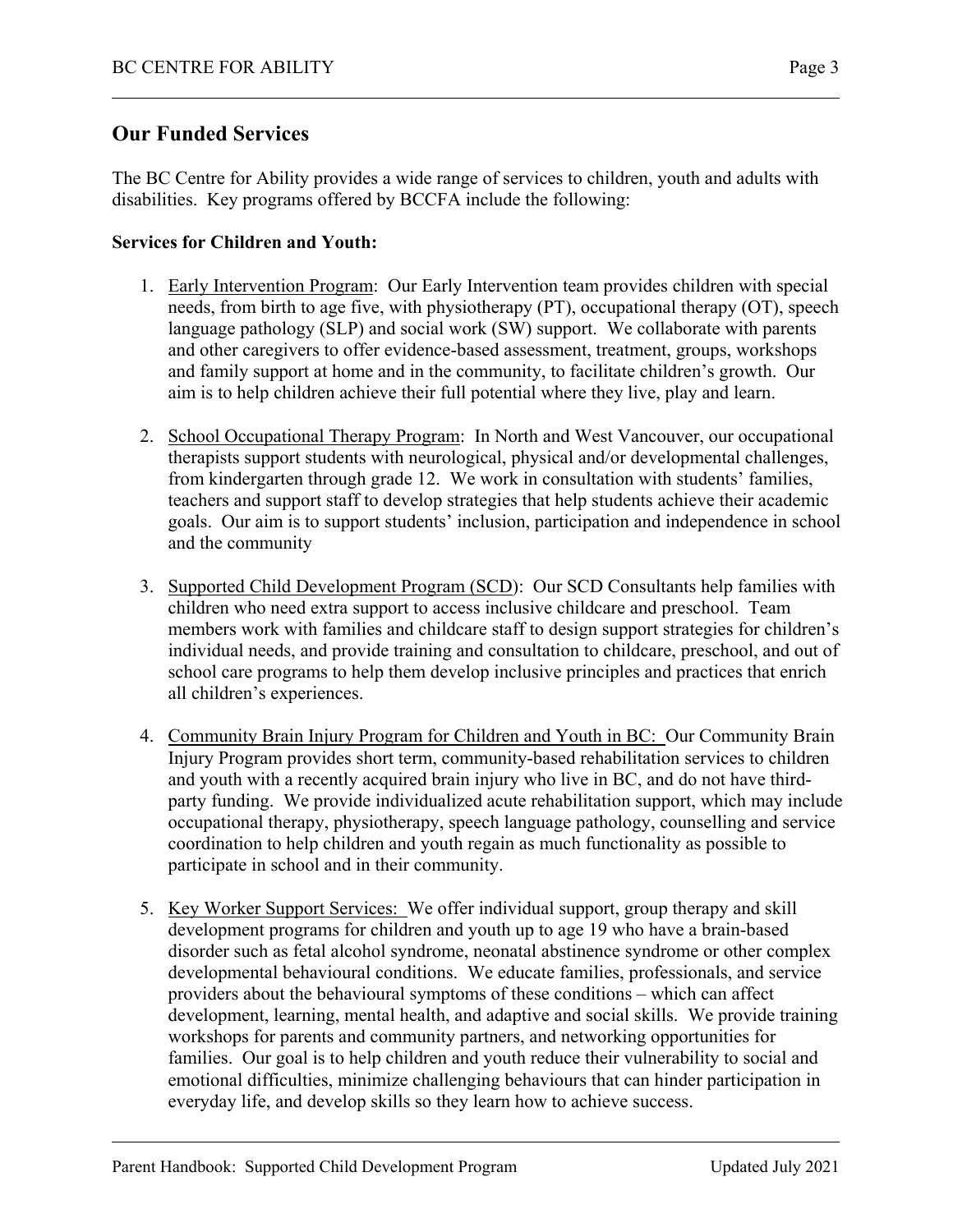## Our Funded Services

The BC Centre for Ability provides a wide range of services to children, youth and adults with disabilities. Key programs offered by BCCFA include the following:

**Services for Children and Youth:**

1. Early Intervention Program: Our Early Intervention team provides children with special needs, from birth to age five, with physiotherapy (PT), occupational therapy (OT), speech language pathology (SLP) and social work (SW) support. We collaborate with parents and other caregivers to offer evidence-based assessment, treatment, groups, workshops and family support at home and in the community, to facilitate children's growth. Our aim is to help children achieve their full potential where they live, play and learn.

2. School Occupational Therapy Program: In North and West Vancouver, our occupational therapists support students with neurological, physical and/or developmental challenges, from kindergarten through grade 12. We work in consultation with students' families, teachers and support staff to develop strategies that help students achieve their academic goals. Our aim is to support students' inclusion, participation and independence in school and the community

3. Supported Child Development Program (SCD): Our SCD Consultants help families with children who need extra support to access inclusive childcare and preschool. Team members work with families and childcare staff to design support strategies for children's individual needs, and provide training and consultation to childcare, preschool, and out of school care programs to help them develop inclusive principles and practices that enrich all children's experiences.

4. Community Brain Injury Program for Children and Youth in BC: Our Community Brain Injury Program provides short term, community-based rehabilitation services to children and youth with a recently acquired brain injury who live in BC, and do not have third-party funding. We provide individualized acute rehabilitation support, which may include occupational therapy, physiotherapy, speech language pathology, counselling and service coordination to help children and youth regain as much functionality as possible to participate in school and in their community.

5. Key Worker Support Services: We offer individual support, group therapy and skill development programs for children and youth up to age 19 who have a brain-based disorder such as fetal alcohol syndrome, neonatal abstinence syndrome or other complex developmental behavioural conditions. We educate families, professionals, and service providers about the behavioural symptoms of these conditions – which can affect development, learning, mental health, and adaptive and social skills. We provide training workshops for parents and community partners, and networking opportunities for families. Our goal is to help children and youth reduce their vulnerability to social and emotional difficulties, minimize challenging behaviours that can hinder participation in everyday life, and develop skills so they learn how to achieve success.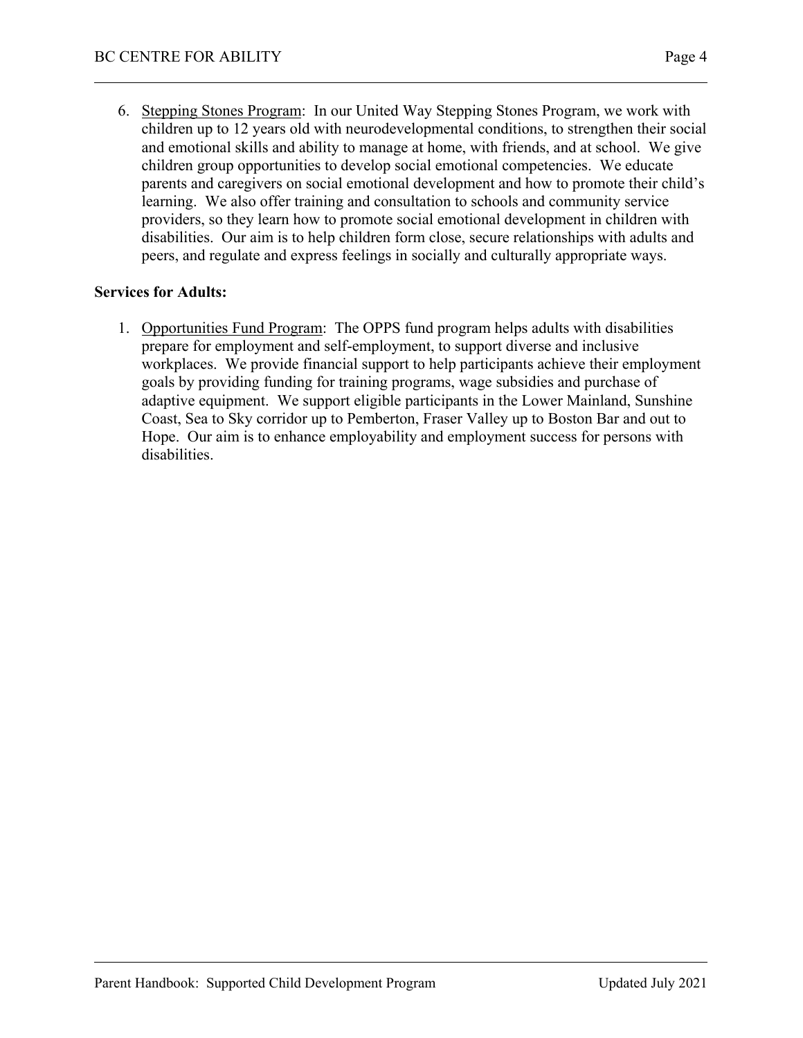6. Stepping Stones Program: In our United Way Stepping Stones Program, we work with children up to 12 years old with neurodevelopmental conditions, to strengthen their social and emotional skills and ability to manage at home, with friends, and at school. We give children group opportunities to develop social emotional competencies. We educate parents and caregivers on social emotional development and how to promote their child's learning. We also offer training and consultation to schools and community service providers, so they learn how to promote social emotional development in children with disabilities. Our aim is to help children form close, secure relationships with adults and peers, and regulate and express feelings in socially and culturally appropriate ways.

**Services for Adults:**

1. Opportunities Fund Program: The OPPS fund program helps adults with disabilities prepare for employment and self-employment, to support diverse and inclusive workplaces. We provide financial support to help participants achieve their employment goals by providing funding for training programs, wage subsidies and purchase of adaptive equipment. We support eligible participants in the Lower Mainland, Sunshine Coast, Sea to Sky corridor up to Pemberton, Fraser Valley up to Boston Bar and out to Hope. Our aim is to enhance employability and employment success for persons with disabilities.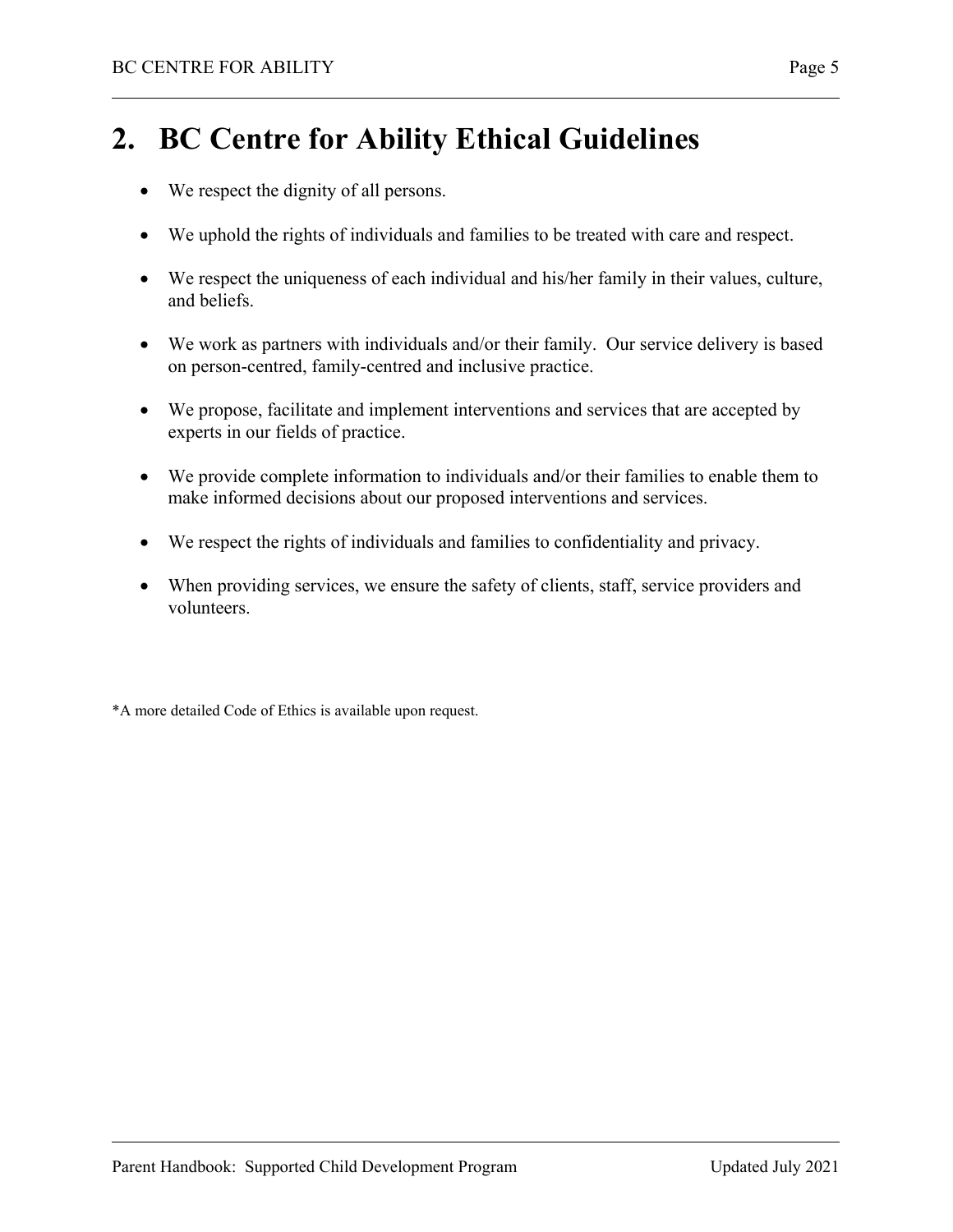# 2. BC Centre for Ability Ethical Guidelines

- We respect the dignity of all persons.
- We uphold the rights of individuals and families to be treated with care and respect.
- We respect the uniqueness of each individual and his/her family in their values, culture, and beliefs.
- We work as partners with individuals and/or their family. Our service delivery is based on person-centred, family-centred and inclusive practice.
- We propose, facilitate and implement interventions and services that are accepted by experts in our fields of practice.
- We provide complete information to individuals and/or their families to enable them to make informed decisions about our proposed interventions and services.
- We respect the rights of individuals and families to confidentiality and privacy.
- When providing services, we ensure the safety of clients, staff, service providers and volunteers.

*A more detailed Code of Ethics is available upon request.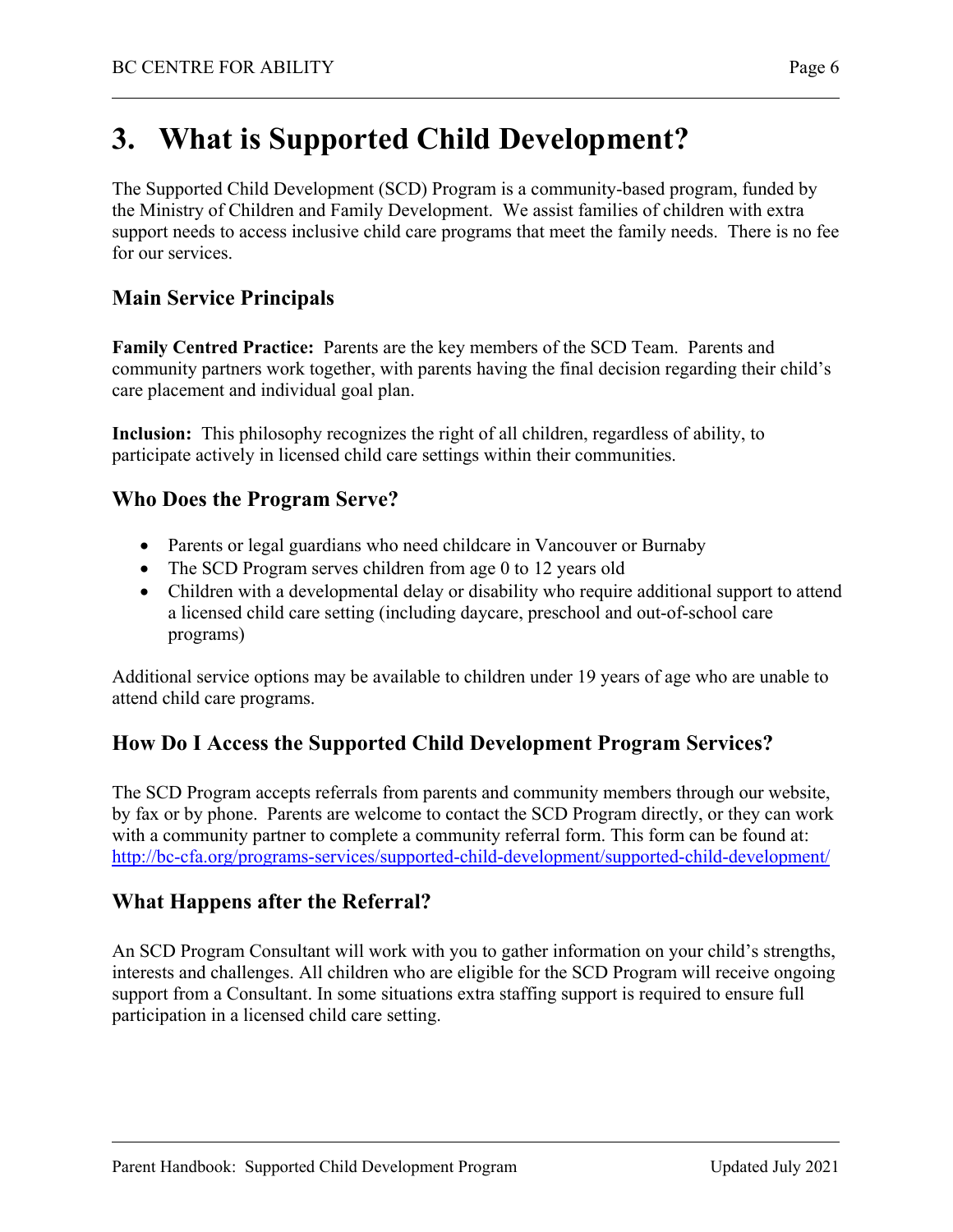# 3. What is Supported Child Development?

The Supported Child Development (SCD) Program is a community-based program, funded by the Ministry of Children and Family Development. We assist families of children with extra support needs to access inclusive child care programs that meet the family needs. There is no fee for our services.

## Main Service Principals

**Family Centred Practice:** Parents are the key members of the SCD Team. Parents and community partners work together, with parents having the final decision regarding their child's care placement and individual goal plan.

**Inclusion:** This philosophy recognizes the right of all children, regardless of ability, to participate actively in licensed child care settings within their communities.

## Who Does the Program Serve?

- Parents or legal guardians who need childcare in Vancouver or Burnaby
- The SCD Program serves children from age 0 to 12 years old
- Children with a developmental delay or disability who require additional support to attend a licensed child care setting (including daycare, preschool and out-of-school care programs)

Additional service options may be available to children under 19 years of age who are unable to attend child care programs.

## How Do I Access the Supported Child Development Program Services?

The SCD Program accepts referrals from parents and community members through our website, by fax or by phone. Parents are welcome to contact the SCD Program directly, or they can work with a community partner to complete a community referral form. This form can be found at: http://bc-cfa.org/programs-services/supported-child-development/supported-child-development/

## What Happens after the Referral?

An SCD Program Consultant will work with you to gather information on your child's strengths, interests and challenges. All children who are eligible for the SCD Program will receive ongoing support from a Consultant. In some situations extra staffing support is required to ensure full participation in a licensed child care setting.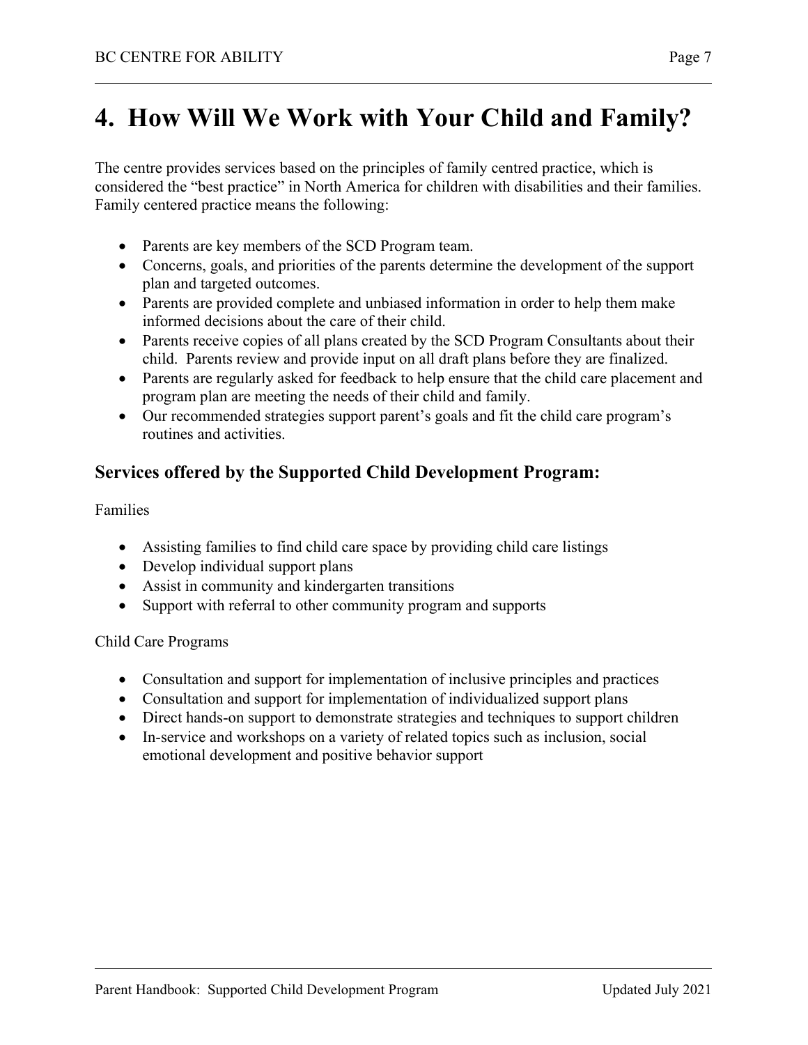# 4. How Will We Work with Your Child and Family?

The centre provides services based on the principles of family centred practice, which is considered the "best practice" in North America for children with disabilities and their families. Family centered practice means the following:

- Parents are key members of the SCD Program team.
- Concerns, goals, and priorities of the parents determine the development of the support plan and targeted outcomes.
- Parents are provided complete and unbiased information in order to help them make informed decisions about the care of their child.
- Parents receive copies of all plans created by the SCD Program Consultants about their child. Parents review and provide input on all draft plans before they are finalized.
- Parents are regularly asked for feedback to help ensure that the child care placement and program plan are meeting the needs of their child and family.
- Our recommended strategies support parent's goals and fit the child care program's routines and activities.

## Services offered by the Supported Child Development Program:

Families

- Assisting families to find child care space by providing child care listings
- Develop individual support plans
- Assist in community and kindergarten transitions
- Support with referral to other community program and supports

Child Care Programs

- Consultation and support for implementation of inclusive principles and practices
- Consultation and support for implementation of individualized support plans
- Direct hands-on support to demonstrate strategies and techniques to support children
- In-service and workshops on a variety of related topics such as inclusion, social emotional development and positive behavior support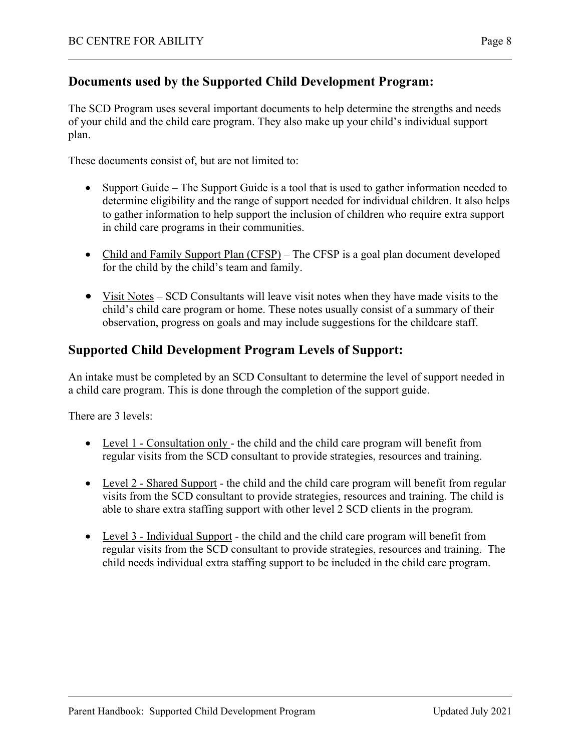## Documents used by the Supported Child Development Program:

The SCD Program uses several important documents to help determine the strengths and needs of your child and the child care program. They also make up your child's individual support plan.

These documents consist of, but are not limited to:

- Support Guide – The Support Guide is a tool that is used to gather information needed to determine eligibility and the range of support needed for individual children. It also helps to gather information to help support the inclusion of children who require extra support in child care programs in their communities.
- Child and Family Support Plan (CFSP) – The CFSP is a goal plan document developed for the child by the child's team and family.
- Visit Notes – SCD Consultants will leave visit notes when they have made visits to the child's child care program or home. These notes usually consist of a summary of their observation, progress on goals and may include suggestions for the childcare staff.

## Supported Child Development Program Levels of Support:

An intake must be completed by an SCD Consultant to determine the level of support needed in a child care program. This is done through the completion of the support guide.

There are 3 levels:

- Level 1 - Consultation only - the child and the child care program will benefit from regular visits from the SCD consultant to provide strategies, resources and training.
- Level 2 - Shared Support - the child and the child care program will benefit from regular visits from the SCD consultant to provide strategies, resources and training. The child is able to share extra staffing support with other level 2 SCD clients in the program.
- Level 3 - Individual Support - the child and the child care program will benefit from regular visits from the SCD consultant to provide strategies, resources and training. The child needs individual extra staffing support to be included in the child care program.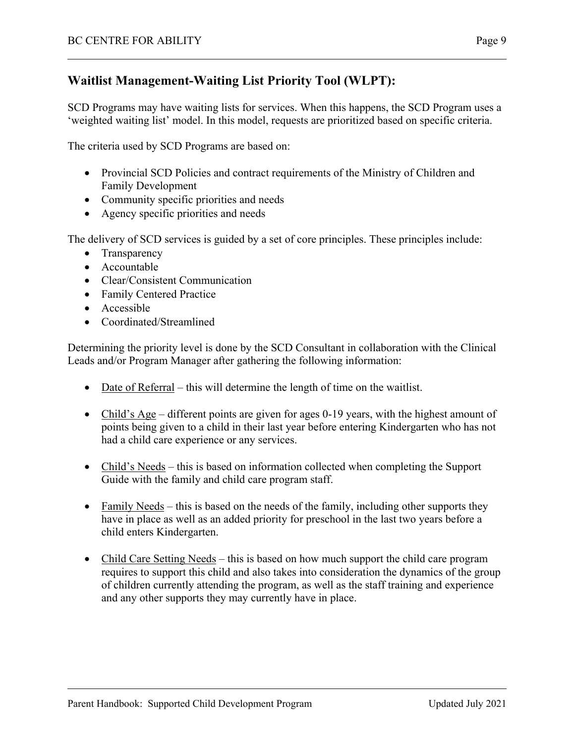## Waitlist Management-Waiting List Priority Tool (WLPT):

SCD Programs may have waiting lists for services. When this happens, the SCD Program uses a 'weighted waiting list' model. In this model, requests are prioritized based on specific criteria.

The criteria used by SCD Programs are based on:

- Provincial SCD Policies and contract requirements of the Ministry of Children and Family Development
- Community specific priorities and needs
- Agency specific priorities and needs

The delivery of SCD services is guided by a set of core principles. These principles include:

- Transparency
- Accountable
- Clear/Consistent Communication
- Family Centered Practice
- Accessible
- Coordinated/Streamlined

Determining the priority level is done by the SCD Consultant in collaboration with the Clinical Leads and/or Program Manager after gathering the following information:

- <u>Date of Referral</u> – this will determine the length of time on the waitlist.

- <u>Child's Age</u> – different points are given for ages 0-19 years, with the highest amount of points being given to a child in their last year before entering Kindergarten who has not had a child care experience or any services.

- <u>Child's Needs</u> – this is based on information collected when completing the Support Guide with the family and child care program staff.

- <u>Family Needs</u> – this is based on the needs of the family, including other supports they have in place as well as an added priority for preschool in the last two years before a child enters Kindergarten.

- <u>Child Care Setting Needs</u> – this is based on how much support the child care program requires to support this child and also takes into consideration the dynamics of the group of children currently attending the program, as well as the staff training and experience and any other supports they may currently have in place.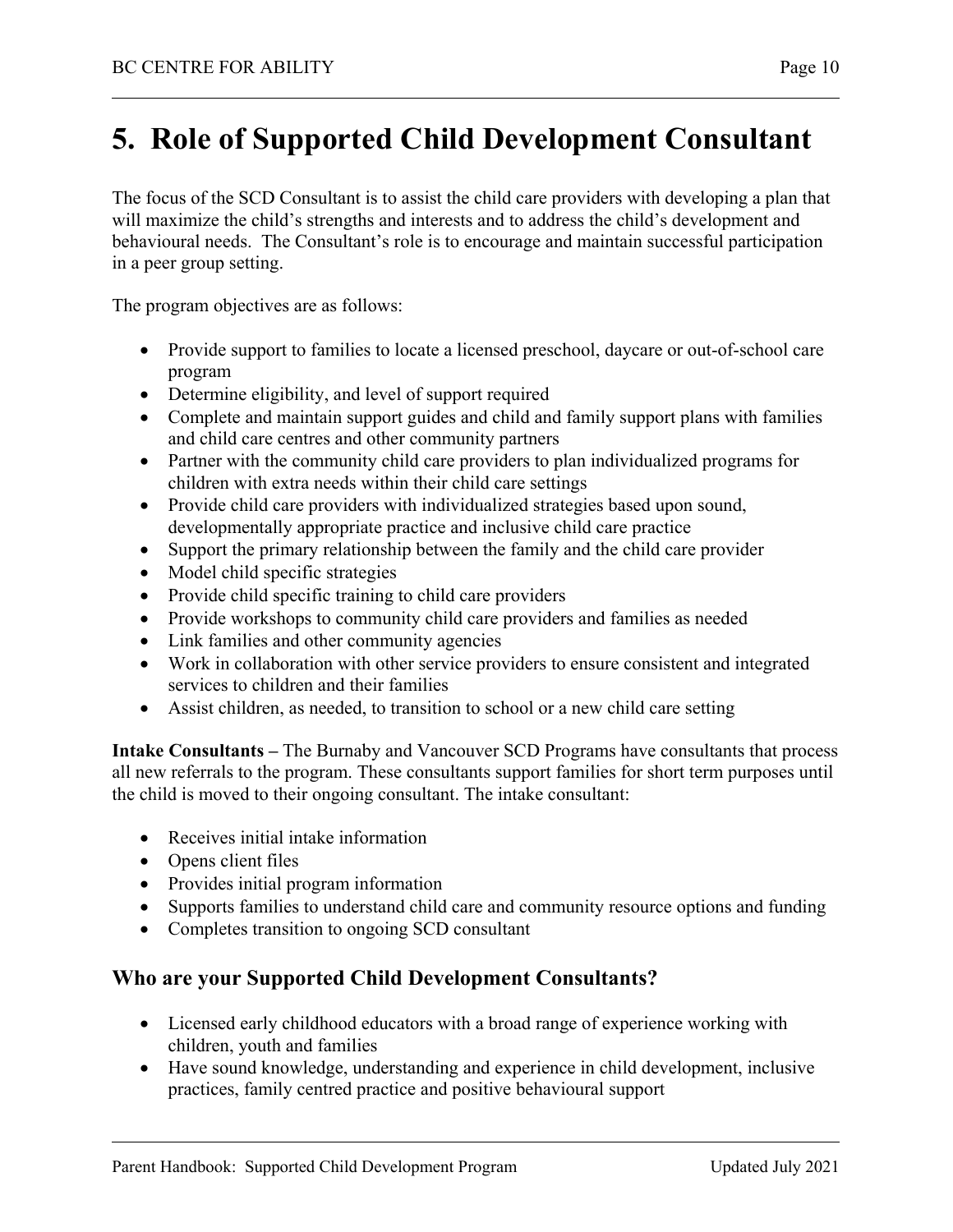# 5. Role of Supported Child Development Consultant

The focus of the SCD Consultant is to assist the child care providers with developing a plan that will maximize the child's strengths and interests and to address the child's development and behavioural needs. The Consultant's role is to encourage and maintain successful participation in a peer group setting.

The program objectives are as follows:

- Provide support to families to locate a licensed preschool, daycare or out-of-school care program
- Determine eligibility, and level of support required
- Complete and maintain support guides and child and family support plans with families and child care centres and other community partners
- Partner with the community child care providers to plan individualized programs for children with extra needs within their child care settings
- Provide child care providers with individualized strategies based upon sound, developmentally appropriate practice and inclusive child care practice
- Support the primary relationship between the family and the child care provider
- Model child specific strategies
- Provide child specific training to child care providers
- Provide workshops to community child care providers and families as needed
- Link families and other community agencies
- Work in collaboration with other service providers to ensure consistent and integrated services to children and their families
- Assist children, as needed, to transition to school or a new child care setting

**Intake Consultants –** The Burnaby and Vancouver SCD Programs have consultants that process all new referrals to the program. These consultants support families for short term purposes until the child is moved to their ongoing consultant. The intake consultant:

- Receives initial intake information
- Opens client files
- Provides initial program information
- Supports families to understand child care and community resource options and funding
- Completes transition to ongoing SCD consultant

## Who are your Supported Child Development Consultants?

- Licensed early childhood educators with a broad range of experience working with children, youth and families
- Have sound knowledge, understanding and experience in child development, inclusive practices, family centred practice and positive behavioural support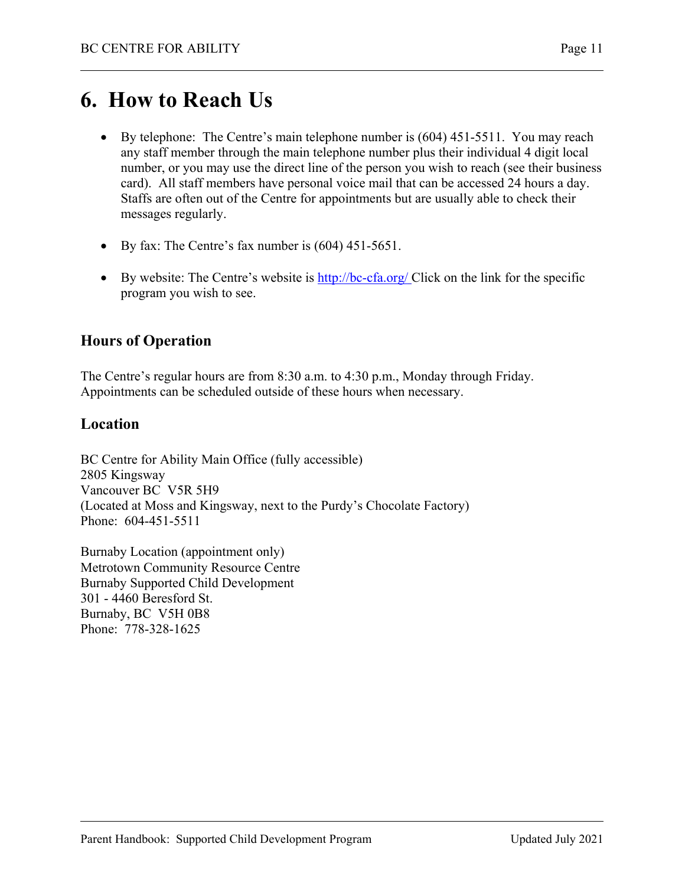# 6. How to Reach Us

- By telephone: The Centre's main telephone number is (604) 451-5511. You may reach any staff member through the main telephone number plus their individual 4 digit local number, or you may use the direct line of the person you wish to reach (see their business card). All staff members have personal voice mail that can be accessed 24 hours a day. Staffs are often out of the Centre for appointments but are usually able to check their messages regularly.

- By fax: The Centre's fax number is (604) 451-5651.

- By website: The Centre's website is [http://bc-cfa.org/](http://bc-cfa.org/) Click on the link for the specific program you wish to see.

## Hours of Operation

The Centre's regular hours are from 8:30 a.m. to 4:30 p.m., Monday through Friday. Appointments can be scheduled outside of these hours when necessary.

## Location

BC Centre for Ability Main Office (fully accessible)
2805 Kingsway
Vancouver BC V5R 5H9
(Located at Moss and Kingsway, next to the Purdy's Chocolate Factory)
Phone: 604-451-5511

Burnaby Location (appointment only)
Metrotown Community Resource Centre
Burnaby Supported Child Development
301 - 4460 Beresford St.
Burnaby, BC V5H 0B8
Phone: 778-328-1625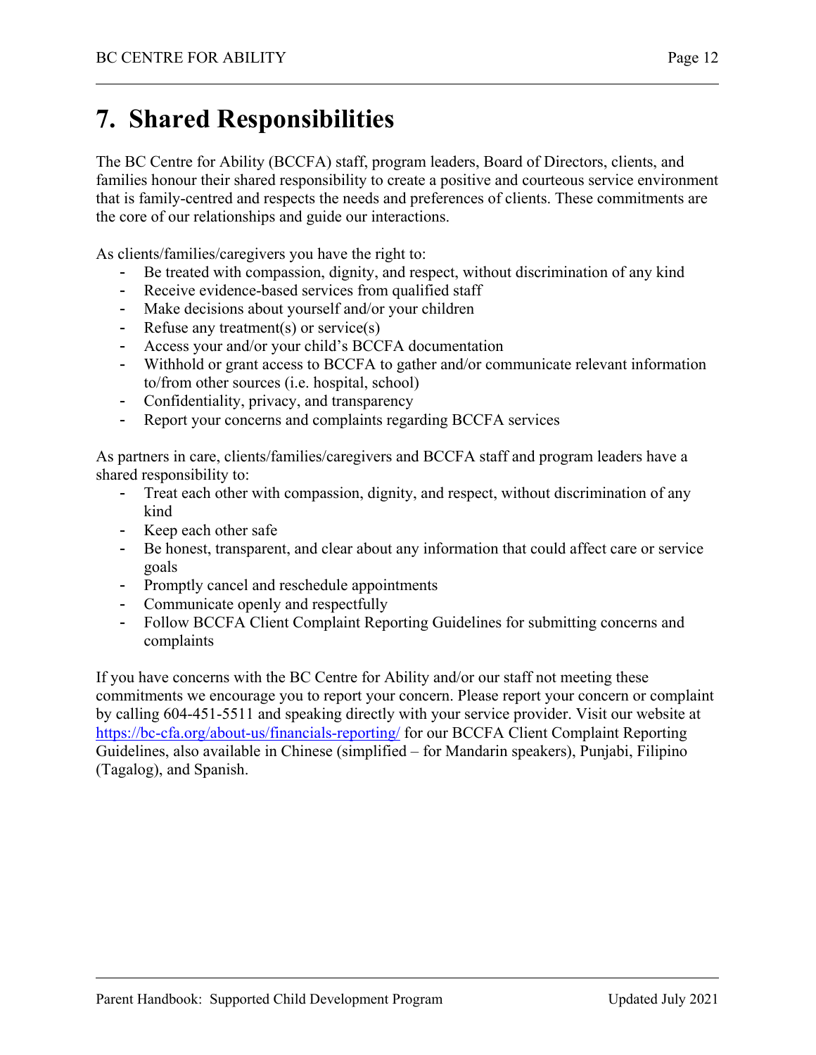# 7. Shared Responsibilities

The BC Centre for Ability (BCCFA) staff, program leaders, Board of Directors, clients, and families honour their shared responsibility to create a positive and courteous service environment that is family-centred and respects the needs and preferences of clients. These commitments are the core of our relationships and guide our interactions.

As clients/families/caregivers you have the right to:

- Be treated with compassion, dignity, and respect, without discrimination of any kind
- Receive evidence-based services from qualified staff
- Make decisions about yourself and/or your children
- Refuse any treatment(s) or service(s)
- Access your and/or your child's BCCFA documentation
- Withhold or grant access to BCCFA to gather and/or communicate relevant information to/from other sources (i.e. hospital, school)
- Confidentiality, privacy, and transparency
- Report your concerns and complaints regarding BCCFA services

As partners in care, clients/families/caregivers and BCCFA staff and program leaders have a shared responsibility to:

- Treat each other with compassion, dignity, and respect, without discrimination of any kind
- Keep each other safe
- Be honest, transparent, and clear about any information that could affect care or service goals
- Promptly cancel and reschedule appointments
- Communicate openly and respectfully
- Follow BCCFA Client Complaint Reporting Guidelines for submitting concerns and complaints

If you have concerns with the BC Centre for Ability and/or our staff not meeting these commitments we encourage you to report your concern. Please report your concern or complaint by calling 604-451-5511 and speaking directly with your service provider. Visit our website at https://bc-cfa.org/about-us/financials-reporting/ for our BCCFA Client Complaint Reporting Guidelines, also available in Chinese (simplified – for Mandarin speakers), Punjabi, Filipino (Tagalog), and Spanish.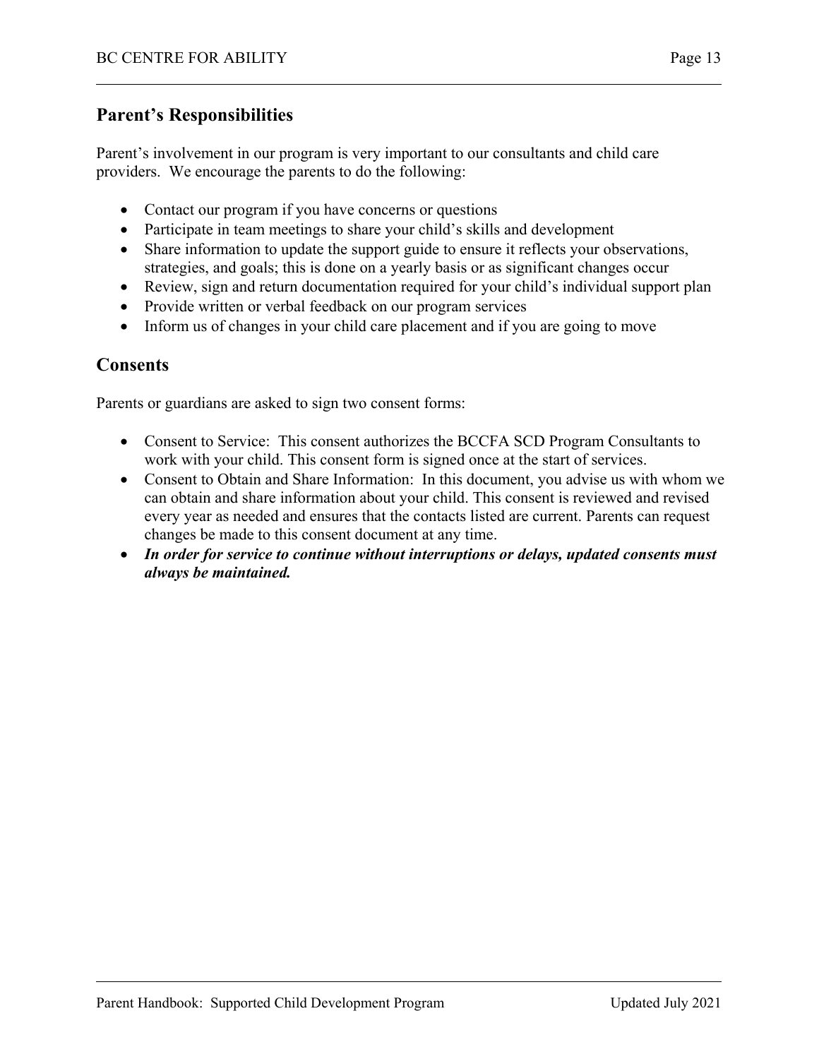## Parent's Responsibilities

Parent's involvement in our program is very important to our consultants and child care providers. We encourage the parents to do the following:

- Contact our program if you have concerns or questions
- Participate in team meetings to share your child's skills and development
- Share information to update the support guide to ensure it reflects your observations, strategies, and goals; this is done on a yearly basis or as significant changes occur
- Review, sign and return documentation required for your child's individual support plan
- Provide written or verbal feedback on our program services
- Inform us of changes in your child care placement and if you are going to move

## Consents

Parents or guardians are asked to sign two consent forms:

- Consent to Service: This consent authorizes the BCCFA SCD Program Consultants to work with your child. This consent form is signed once at the start of services.
- Consent to Obtain and Share Information: In this document, you advise us with whom we can obtain and share information about your child. This consent is reviewed and revised every year as needed and ensures that the contacts listed are current. Parents can request changes be made to this consent document at any time.
- ***In order for service to continue without interruptions or delays, updated consents must always be maintained.***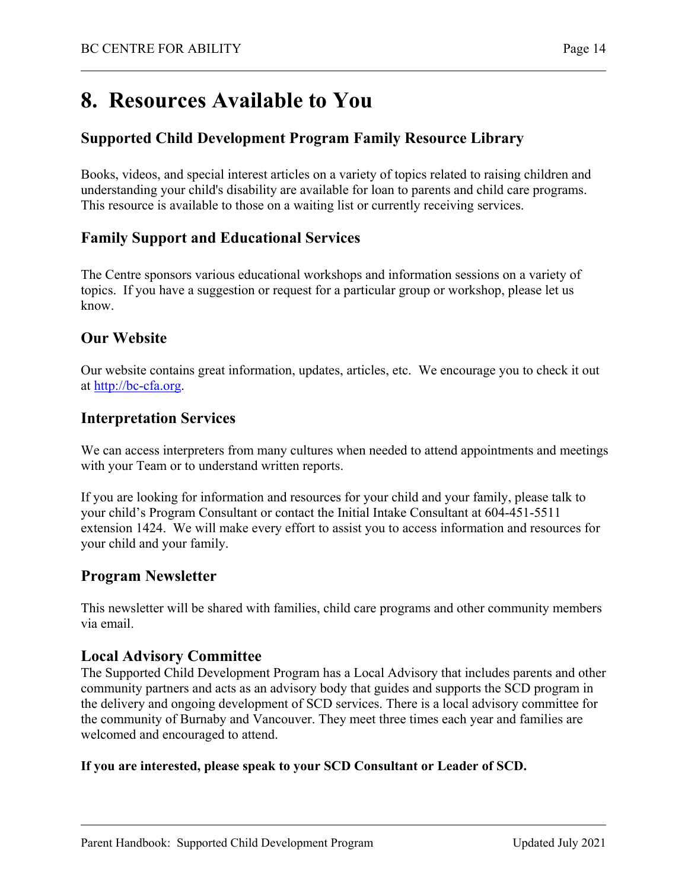# 8. Resources Available to You

## Supported Child Development Program Family Resource Library

Books, videos, and special interest articles on a variety of topics related to raising children and understanding your child's disability are available for loan to parents and child care programs. This resource is available to those on a waiting list or currently receiving services.

## Family Support and Educational Services

The Centre sponsors various educational workshops and information sessions on a variety of topics. If you have a suggestion or request for a particular group or workshop, please let us know.

## Our Website

Our website contains great information, updates, articles, etc. We encourage you to check it out at [http://bc-cfa.org](http://bc-cfa.org).

## Interpretation Services

We can access interpreters from many cultures when needed to attend appointments and meetings with your Team or to understand written reports.

If you are looking for information and resources for your child and your family, please talk to your child's Program Consultant or contact the Initial Intake Consultant at 604-451-5511 extension 1424. We will make every effort to assist you to access information and resources for your child and your family.

## Program Newsletter

This newsletter will be shared with families, child care programs and other community members via email.

## Local Advisory Committee

The Supported Child Development Program has a Local Advisory that includes parents and other community partners and acts as an advisory body that guides and supports the SCD program in the delivery and ongoing development of SCD services. There is a local advisory committee for the community of Burnaby and Vancouver. They meet three times each year and families are welcomed and encouraged to attend.

**If you are interested, please speak to your SCD Consultant or Leader of SCD.**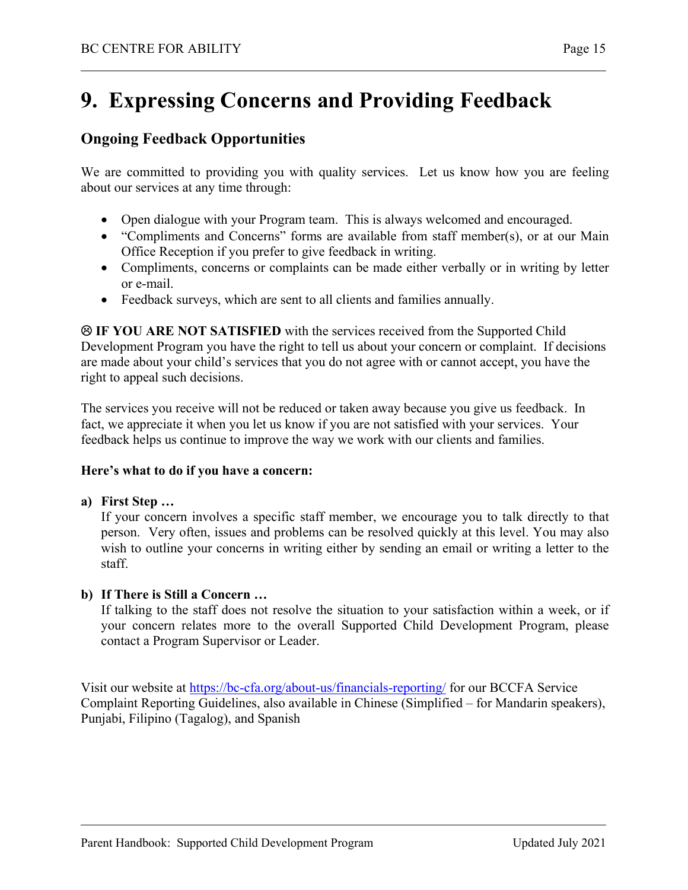# 9. Expressing Concerns and Providing Feedback

## Ongoing Feedback Opportunities

We are committed to providing you with quality services. Let us know how you are feeling about our services at any time through:

- Open dialogue with your Program team. This is always welcomed and encouraged.
- "Compliments and Concerns" forms are available from staff member(s), or at our Main Office Reception if you prefer to give feedback in writing.
- Compliments, concerns or complaints can be made either verbally or in writing by letter or e-mail.
- Feedback surveys, which are sent to all clients and families annually.

☹ **IF YOU ARE NOT SATISFIED** with the services received from the Supported Child Development Program you have the right to tell us about your concern or complaint. If decisions are made about your child's services that you do not agree with or cannot accept, you have the right to appeal such decisions.

The services you receive will not be reduced or taken away because you give us feedback. In fact, we appreciate it when you let us know if you are not satisfied with your services. Your feedback helps us continue to improve the way we work with our clients and families.

**Here's what to do if you have a concern:**

**a) First Step …**

If your concern involves a specific staff member, we encourage you to talk directly to that person. Very often, issues and problems can be resolved quickly at this level. You may also wish to outline your concerns in writing either by sending an email or writing a letter to the staff.

**b) If There is Still a Concern …**

If talking to the staff does not resolve the situation to your satisfaction within a week, or if your concern relates more to the overall Supported Child Development Program, please contact a Program Supervisor or Leader.

Visit our website at https://bc-cfa.org/about-us/financials-reporting/ for our BCCFA Service Complaint Reporting Guidelines, also available in Chinese (Simplified – for Mandarin speakers), Punjabi, Filipino (Tagalog), and Spanish